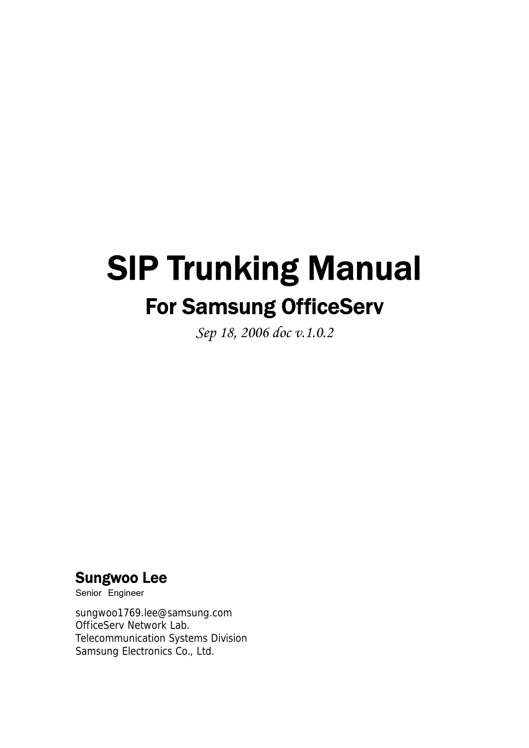# SIP Trunking Manual

## For Samsung OfficeServ

*Sep 18, 2006 doc v.1.0.2*

**Sungwoo Lee**

Senior Engineer

sungwoo1769.lee@samsung.com
OfficeServ Network Lab.
Telecommunication Systems Division
Samsung Electronics Co., Ltd.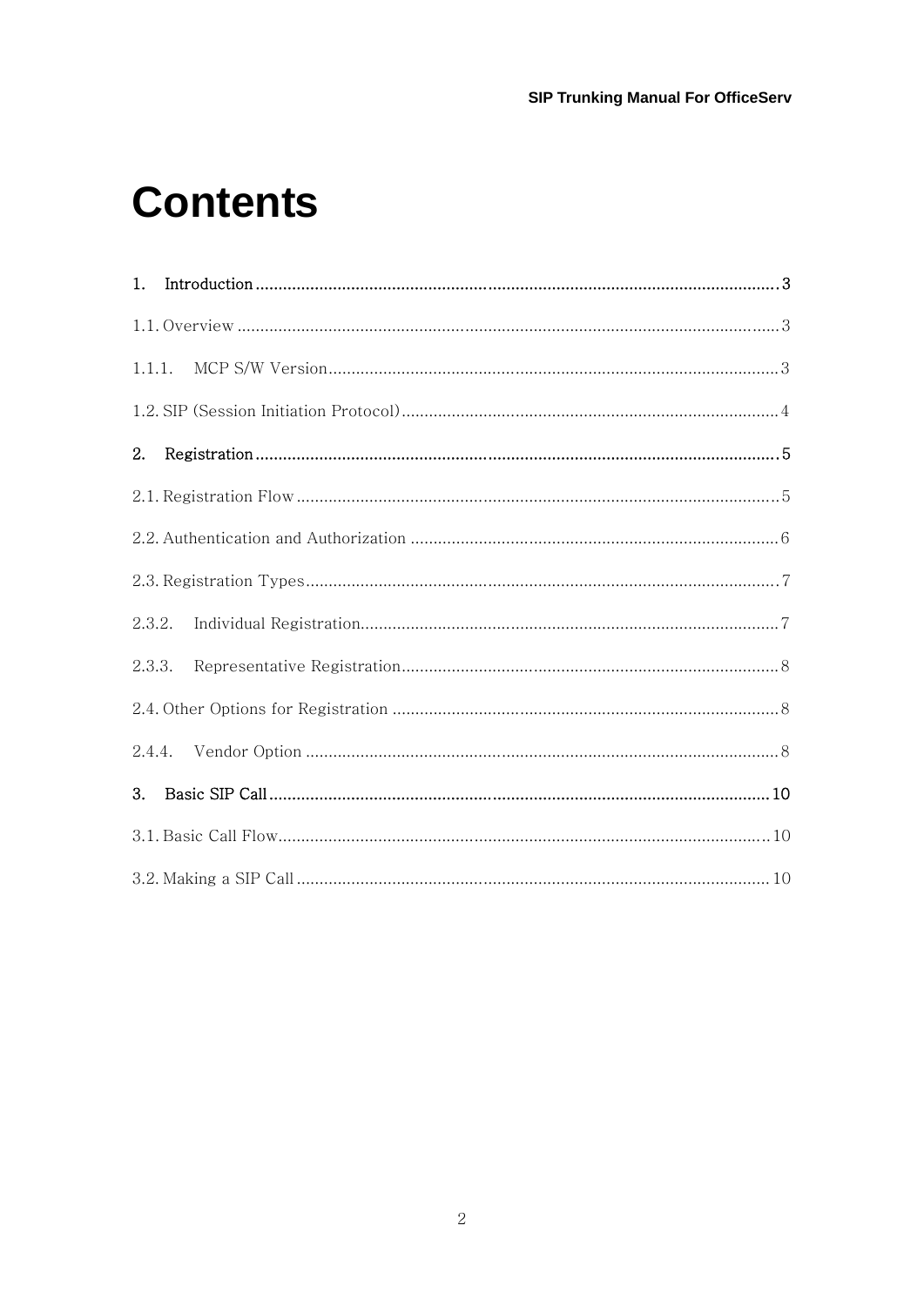# Contents

**1. Introduction** .................................................................................................................. 3

1.1. Overview ....................................................................................................................... 3

1.1.1. MCP S/W Version.................................................................................................. 3

1.2. SIP (Session Initiation Protocol)................................................................................... 4

**2. Registration** .................................................................................................................. 5

2.1. Registration Flow .......................................................................................................... 5

2.2. Authentication and Authorization ................................................................................. 6

2.3. Registration Types........................................................................................................ 7

2.3.2. Individual Registration........................................................................................... 7

2.3.3. Representative Registration................................................................................... 8

2.4. Other Options for Registration ..................................................................................... 8

2.4.4. Vendor Option ....................................................................................................... 8

**3. Basic SIP Call** ............................................................................................................. 10

3.1. Basic Call Flow........................................................................................................... 10

3.2. Making a SIP Call ....................................................................................................... 10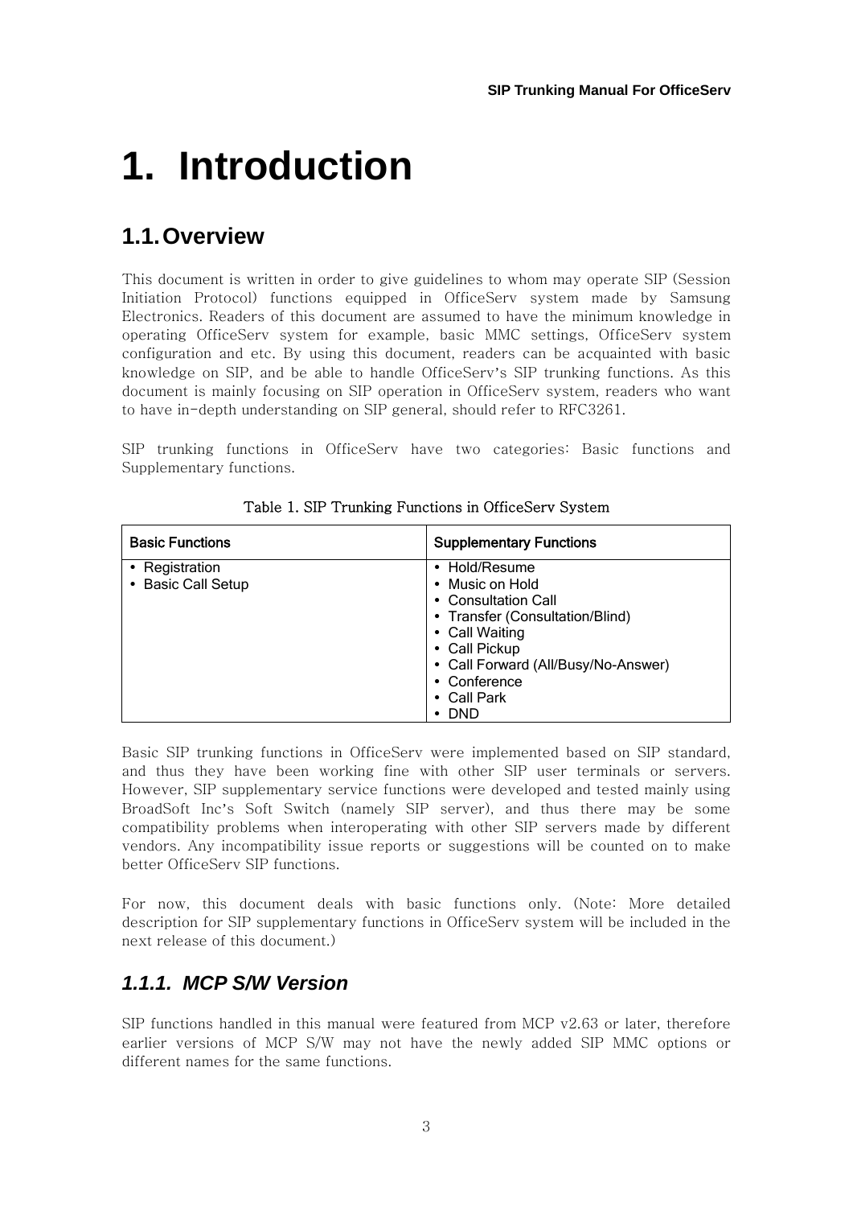# 1. Introduction

## 1.1. Overview

This document is written in order to give guidelines to whom may operate SIP (Session Initiation Protocol) functions equipped in OfficeServ system made by Samsung Electronics. Readers of this document are assumed to have the minimum knowledge in operating OfficeServ system for example, basic MMC settings, OfficeServ system configuration and etc. By using this document, readers can be acquainted with basic knowledge on SIP, and be able to handle OfficeServ's SIP trunking functions. As this document is mainly focusing on SIP operation in OfficeServ system, readers who want to have in-depth understanding on SIP general, should refer to RFC3261.

SIP trunking functions in OfficeServ have two categories: Basic functions and Supplementary functions.

Table 1. SIP Trunking Functions in OfficeServ System

| Basic Functions | Supplementary Functions |
|---|---|
| • Registration<br>• Basic Call Setup | • Hold/Resume<br>• Music on Hold<br>• Consultation Call<br>• Transfer (Consultation/Blind)<br>• Call Waiting<br>• Call Pickup<br>• Call Forward (All/Busy/No-Answer)<br>• Conference<br>• Call Park<br>• DND |

Basic SIP trunking functions in OfficeServ were implemented based on SIP standard, and thus they have been working fine with other SIP user terminals or servers. However, SIP supplementary service functions were developed and tested mainly using BroadSoft Inc's Soft Switch (namely SIP server), and thus there may be some compatibility problems when interoperating with other SIP servers made by different vendors. Any incompatibility issue reports or suggestions will be counted on to make better OfficeServ SIP functions.

For now, this document deals with basic functions only. (Note: More detailed description for SIP supplementary functions in OfficeServ system will be included in the next release of this document.)

### *1.1.1. MCP S/W Version*

SIP functions handled in this manual were featured from MCP v2.63 or later, therefore earlier versions of MCP S/W may not have the newly added SIP MMC options or different names for the same functions.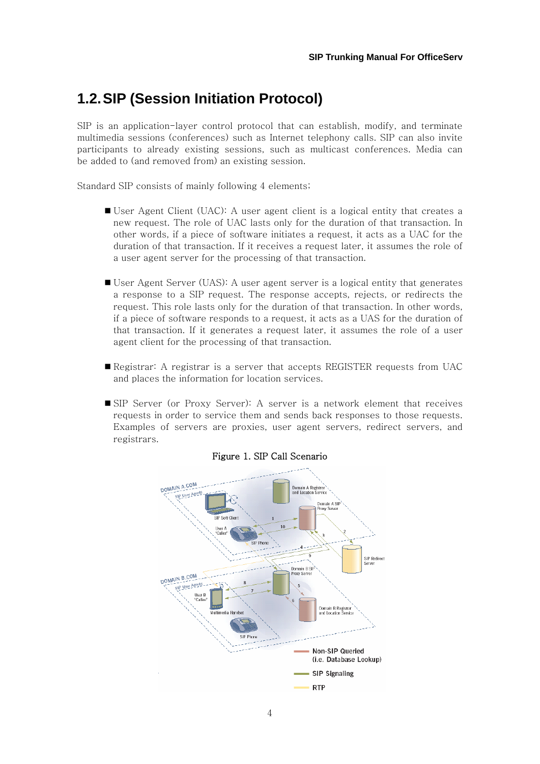## 1.2. SIP (Session Initiation Protocol)

SIP is an application-layer control protocol that can establish, modify, and terminate multimedia sessions (conferences) such as Internet telephony calls. SIP can also invite participants to already existing sessions, such as multicast conferences. Media can be added to (and removed from) an existing session.

Standard SIP consists of mainly following 4 elements;

- User Agent Client (UAC): A user agent client is a logical entity that creates a new request. The role of UAC lasts only for the duration of that transaction. In other words, if a piece of software initiates a request, it acts as a UAC for the duration of that transaction. If it receives a request later, it assumes the role of a user agent server for the processing of that transaction.

- User Agent Server (UAS): A user agent server is a logical entity that generates a response to a SIP request. The response accepts, rejects, or redirects the request. This role lasts only for the duration of that transaction. In other words, if a piece of software responds to a request, it acts as a UAS for the duration of that transaction. If it generates a request later, it assumes the role of a user agent client for the processing of that transaction.

- Registrar: A registrar is a server that accepts REGISTER requests from UAC and places the information for location services.

- SIP Server (or Proxy Server): A server is a network element that receives requests in order to service them and sends back responses to those requests. Examples of servers are proxies, user agent servers, redirect servers, and registrars.

Figure 1. SIP Call Scenario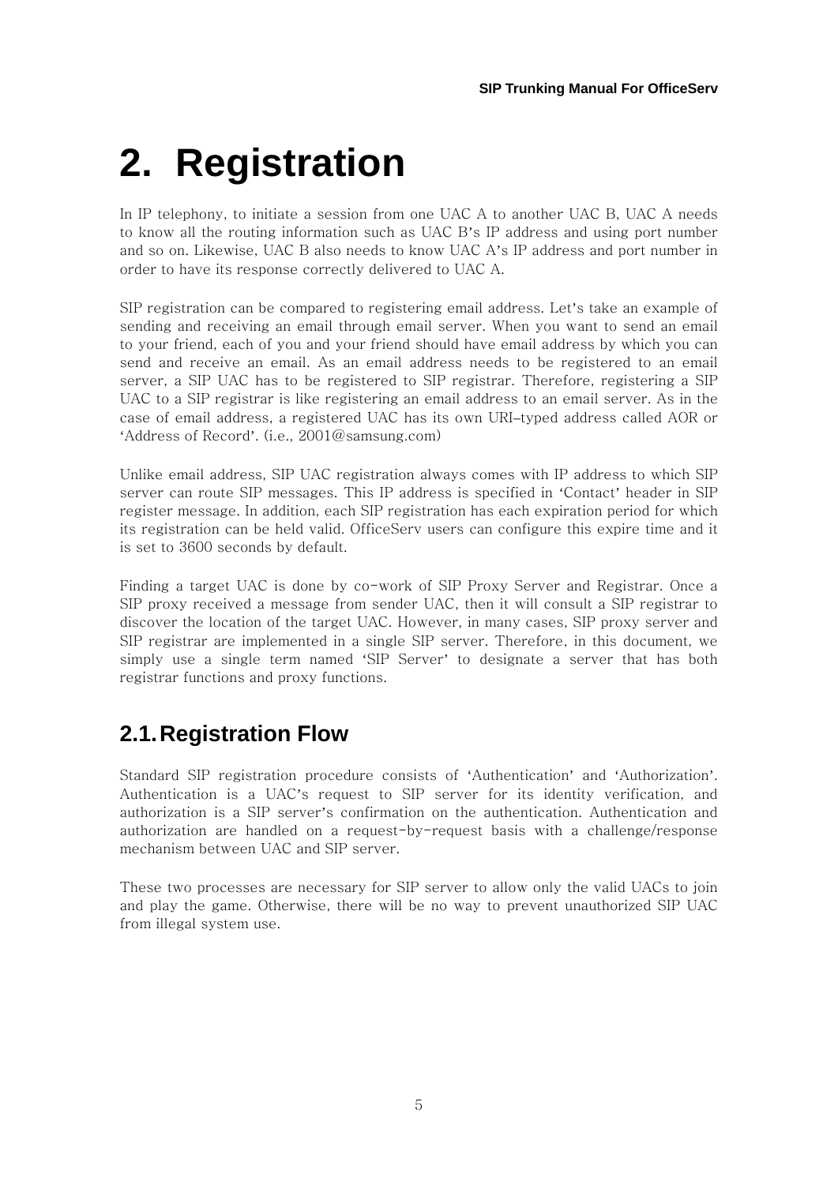# 2. Registration

In IP telephony, to initiate a session from one UAC A to another UAC B, UAC A needs to know all the routing information such as UAC B's IP address and using port number and so on. Likewise, UAC B also needs to know UAC A's IP address and port number in order to have its response correctly delivered to UAC A.

SIP registration can be compared to registering email address. Let's take an example of sending and receiving an email through email server. When you want to send an email to your friend, each of you and your friend should have email address by which you can send and receive an email. As an email address needs to be registered to an email server, a SIP UAC has to be registered to SIP registrar. Therefore, registering a SIP UAC to a SIP registrar is like registering an email address to an email server. As in the case of email address, a registered UAC has its own URI–typed address called AOR or 'Address of Record'. (i.e., 2001@samsung.com)

Unlike email address, SIP UAC registration always comes with IP address to which SIP server can route SIP messages. This IP address is specified in 'Contact' header in SIP register message. In addition, each SIP registration has each expiration period for which its registration can be held valid. OfficeServ users can configure this expire time and it is set to 3600 seconds by default.

Finding a target UAC is done by co-work of SIP Proxy Server and Registrar. Once a SIP proxy received a message from sender UAC, then it will consult a SIP registrar to discover the location of the target UAC. However, in many cases, SIP proxy server and SIP registrar are implemented in a single SIP server. Therefore, in this document, we simply use a single term named 'SIP Server' to designate a server that has both registrar functions and proxy functions.

## 2.1. Registration Flow

Standard SIP registration procedure consists of 'Authentication' and 'Authorization'. Authentication is a UAC's request to SIP server for its identity verification, and authorization is a SIP server's confirmation on the authentication. Authentication and authorization are handled on a request-by-request basis with a challenge/response mechanism between UAC and SIP server.

These two processes are necessary for SIP server to allow only the valid UACs to join and play the game. Otherwise, there will be no way to prevent unauthorized SIP UAC from illegal system use.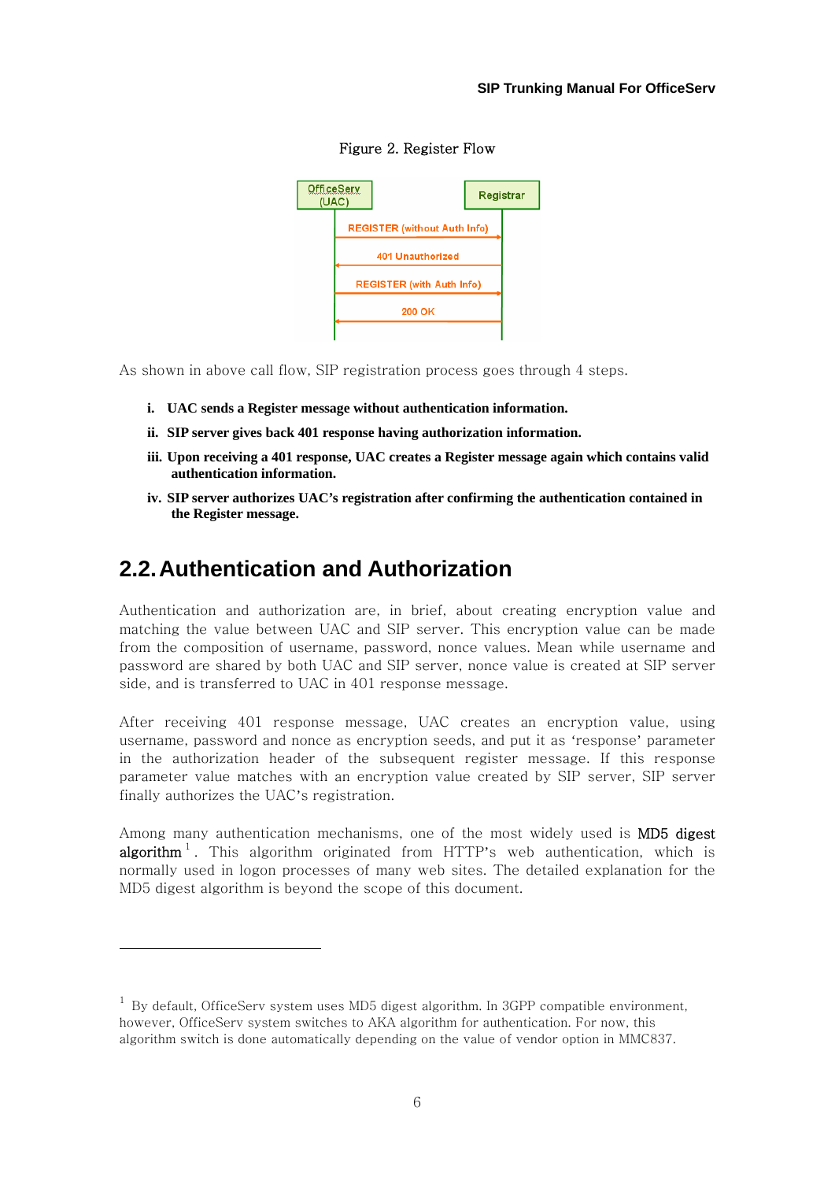Figure 2. Register Flow

As shown in above call flow, SIP registration process goes through 4 steps.

i. **UAC sends a Register message without authentication information.**
ii. **SIP server gives back 401 response having authorization information.**
iii. **Upon receiving a 401 response, UAC creates a Register message again which contains valid authentication information.**
iv. **SIP server authorizes UAC's registration after confirming the authentication contained in the Register message.**

## 2.2. Authentication and Authorization

Authentication and authorization are, in brief, about creating encryption value and matching the value between UAC and SIP server. This encryption value can be made from the composition of username, password, nonce values. Mean while username and password are shared by both UAC and SIP server, nonce value is created at SIP server side, and is transferred to UAC in 401 response message.

After receiving 401 response message, UAC creates an encryption value, using username, password and nonce as encryption seeds, and put it as 'response' parameter in the authorization header of the subsequent register message. If this response parameter value matches with an encryption value created by SIP server, SIP server finally authorizes the UAC's registration.

Among many authentication mechanisms, one of the most widely used is MD5 digest algorithm[1]. This algorithm originated from HTTP's web authentication, which is normally used in logon processes of many web sites. The detailed explanation for the MD5 digest algorithm is beyond the scope of this document.

---

[1] By default, OfficeServ system uses MD5 digest algorithm. In 3GPP compatible environment, however, OfficeServ system switches to AKA algorithm for authentication. For now, this algorithm switch is done automatically depending on the value of vendor option in MMC837.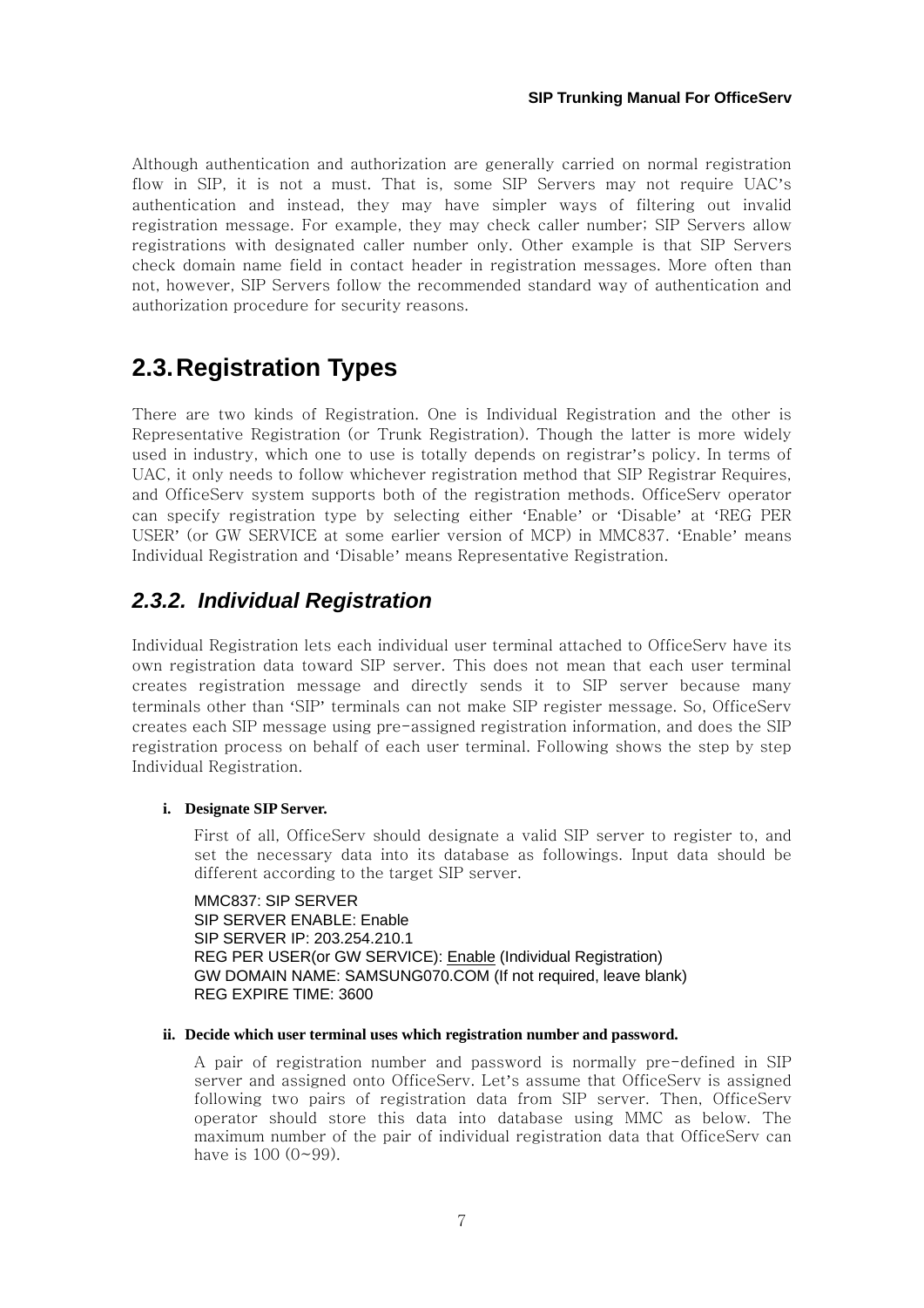Although authentication and authorization are generally carried on normal registration flow in SIP, it is not a must. That is, some SIP Servers may not require UAC's authentication and instead, they may have simpler ways of filtering out invalid registration message. For example, they may check caller number; SIP Servers allow registrations with designated caller number only. Other example is that SIP Servers check domain name field in contact header in registration messages. More often than not, however, SIP Servers follow the recommended standard way of authentication and authorization procedure for security reasons.

## 2.3. Registration Types

There are two kinds of Registration. One is Individual Registration and the other is Representative Registration (or Trunk Registration). Though the latter is more widely used in industry, which one to use is totally depends on registrar's policy. In terms of UAC, it only needs to follow whichever registration method that SIP Registrar Requires, and OfficeServ system supports both of the registration methods. OfficeServ operator can specify registration type by selecting either 'Enable' or 'Disable' at 'REG PER USER' (or GW SERVICE at some earlier version of MCP) in MMC837. 'Enable' means Individual Registration and 'Disable' means Representative Registration.

### *2.3.2. Individual Registration*

Individual Registration lets each individual user terminal attached to OfficeServ have its own registration data toward SIP server. This does not mean that each user terminal creates registration message and directly sends it to SIP server because many terminals other than 'SIP' terminals can not make SIP register message. So, OfficeServ creates each SIP message using pre-assigned registration information, and does the SIP registration process on behalf of each user terminal. Following shows the step by step Individual Registration.

**i. Designate SIP Server.**

First of all, OfficeServ should designate a valid SIP server to register to, and set the necessary data into its database as followings. Input data should be different according to the target SIP server.

MMC837: SIP SERVER
SIP SERVER ENABLE: Enable
SIP SERVER IP: 203.254.210.1
REG PER USER(or GW SERVICE): Enable (Individual Registration)
GW DOMAIN NAME: SAMSUNG070.COM (If not required, leave blank)
REG EXPIRE TIME: 3600

**ii. Decide which user terminal uses which registration number and password.**

A pair of registration number and password is normally pre-defined in SIP server and assigned onto OfficeServ. Let's assume that OfficeServ is assigned following two pairs of registration data from SIP server. Then, OfficeServ operator should store this data into database using MMC as below. The maximum number of the pair of individual registration data that OfficeServ can have is 100 (0~99).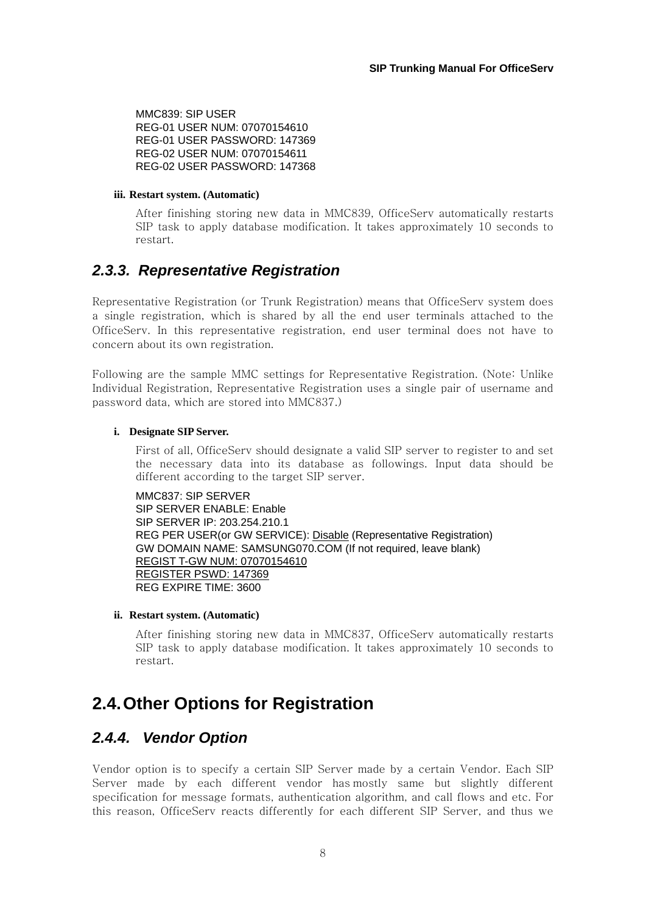MMC839: SIP USER
REG-01 USER NUM: 07070154610
REG-01 USER PASSWORD: 147369
REG-02 USER NUM: 07070154611
REG-02 USER PASSWORD: 147368

**iii. Restart system. (Automatic)**

After finishing storing new data in MMC839, OfficeServ automatically restarts SIP task to apply database modification. It takes approximately 10 seconds to restart.

### *2.3.3. Representative Registration*

Representative Registration (or Trunk Registration) means that OfficeServ system does a single registration, which is shared by all the end user terminals attached to the OfficeServ. In this representative registration, end user terminal does not have to concern about its own registration.

Following are the sample MMC settings for Representative Registration. (Note: Unlike Individual Registration, Representative Registration uses a single pair of username and password data, which are stored into MMC837.)

**i. Designate SIP Server.**

First of all, OfficeServ should designate a valid SIP server to register to and set the necessary data into its database as followings. Input data should be different according to the target SIP server.

MMC837: SIP SERVER
SIP SERVER ENABLE: Enable
SIP SERVER IP: 203.254.210.1
REG PER USER(or GW SERVICE): <u>Disable</u> (Representative Registration)
GW DOMAIN NAME: SAMSUNG070.COM (If not required, leave blank)
<u>REGIST T-GW NUM: 07070154610</u>
<u>REGISTER PSWD: 147369</u>
REG EXPIRE TIME: 3600

**ii. Restart system. (Automatic)**

After finishing storing new data in MMC837, OfficeServ automatically restarts SIP task to apply database modification. It takes approximately 10 seconds to restart.

## 2.4. Other Options for Registration

### *2.4.4. Vendor Option*

Vendor option is to specify a certain SIP Server made by a certain Vendor. Each SIP Server made by each different vendor has mostly same but slightly different specification for message formats, authentication algorithm, and call flows and etc. For this reason, OfficeServ reacts differently for each different SIP Server, and thus we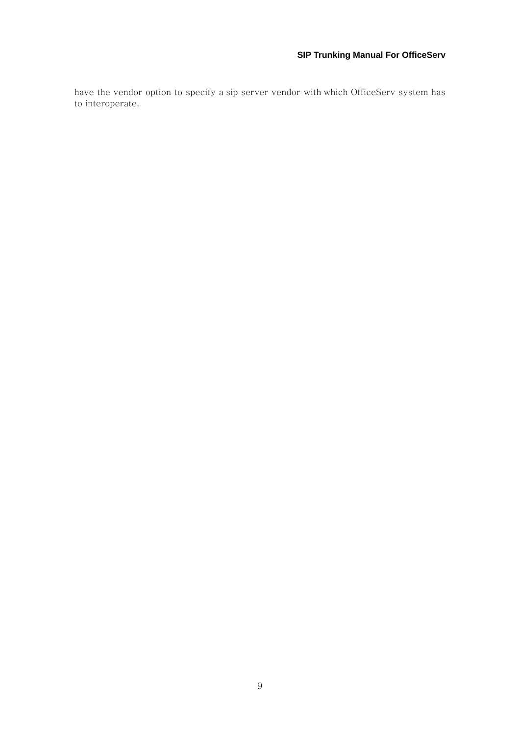have the vendor option to specify a sip server vendor with which OfficeServ system has to interoperate.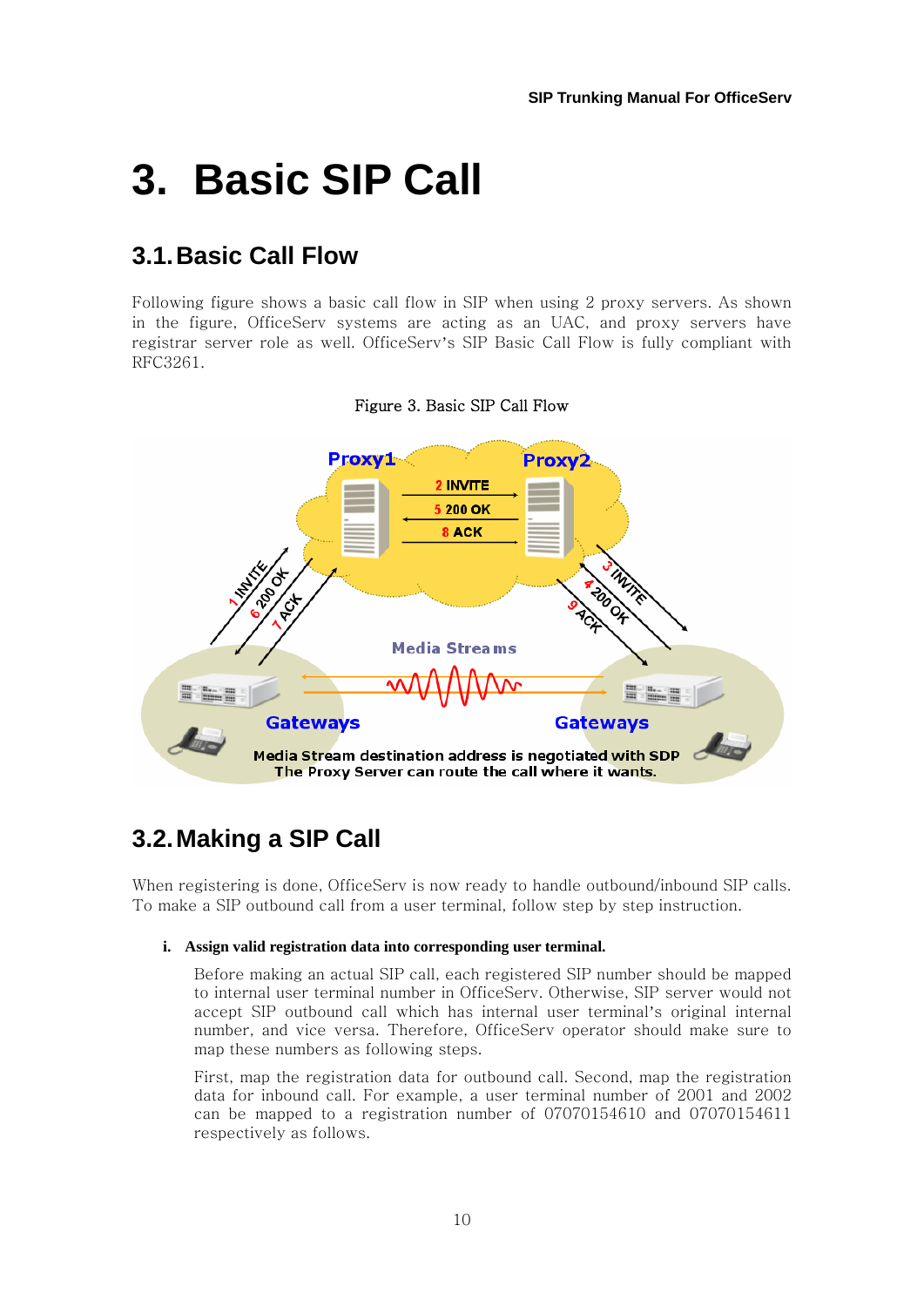# 3. Basic SIP Call

## 3.1. Basic Call Flow

Following figure shows a basic call flow in SIP when using 2 proxy servers. As shown in the figure, OfficeServ systems are acting as an UAC, and proxy servers have registrar server role as well. OfficeServ's SIP Basic Call Flow is fully compliant with RFC3261.

Figure 3. Basic SIP Call Flow

## 3.2. Making a SIP Call

When registering is done, OfficeServ is now ready to handle outbound/inbound SIP calls. To make a SIP outbound call from a user terminal, follow step by step instruction.

**i. Assign valid registration data into corresponding user terminal.**

Before making an actual SIP call, each registered SIP number should be mapped to internal user terminal number in OfficeServ. Otherwise, SIP server would not accept SIP outbound call which has internal user terminal's original internal number, and vice versa. Therefore, OfficeServ operator should make sure to map these numbers as following steps.

First, map the registration data for outbound call. Second, map the registration data for inbound call. For example, a user terminal number of 2001 and 2002 can be mapped to a registration number of 07070154610 and 07070154611 respectively as follows.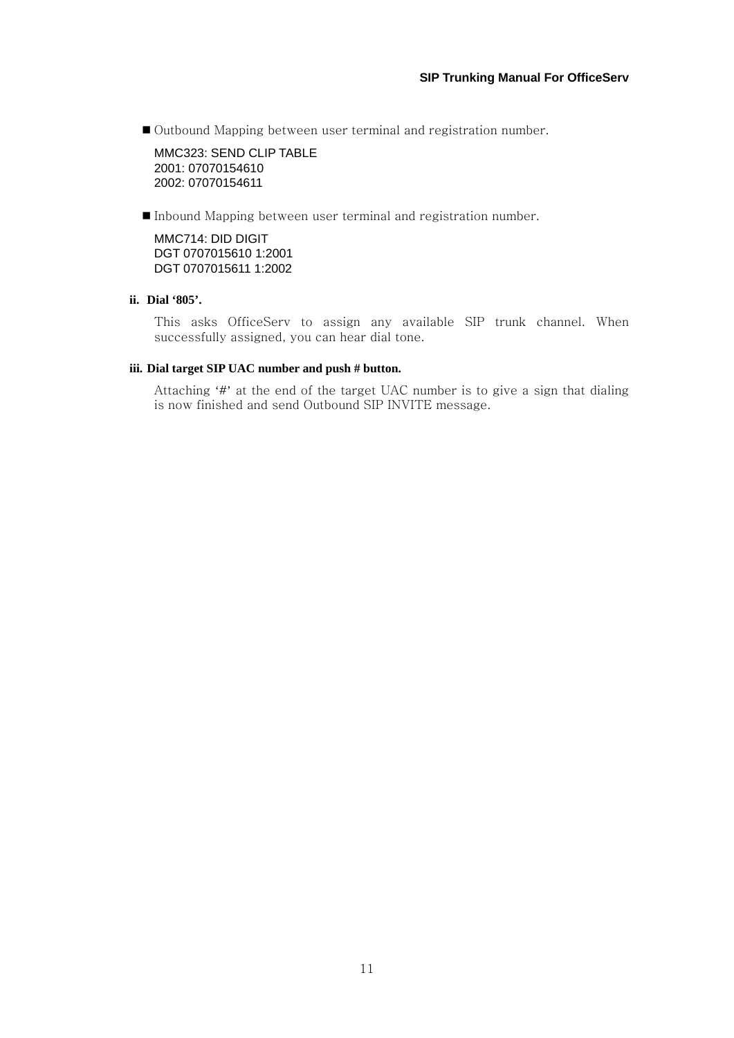- Outbound Mapping between user terminal and registration number.

  MMC323: SEND CLIP TABLE
  2001: 07070154610
  2002: 07070154611

- Inbound Mapping between user terminal and registration number.

  MMC714: DID DIGIT
  DGT 0707015610 1:2001
  DGT 0707015611 1:2002

**ii. Dial '805'.**

This asks OfficeServ to assign any available SIP trunk channel. When successfully assigned, you can hear dial tone.

**iii. Dial target SIP UAC number and push # button.**

Attaching '#' at the end of the target UAC number is to give a sign that dialing is now finished and send Outbound SIP INVITE message.